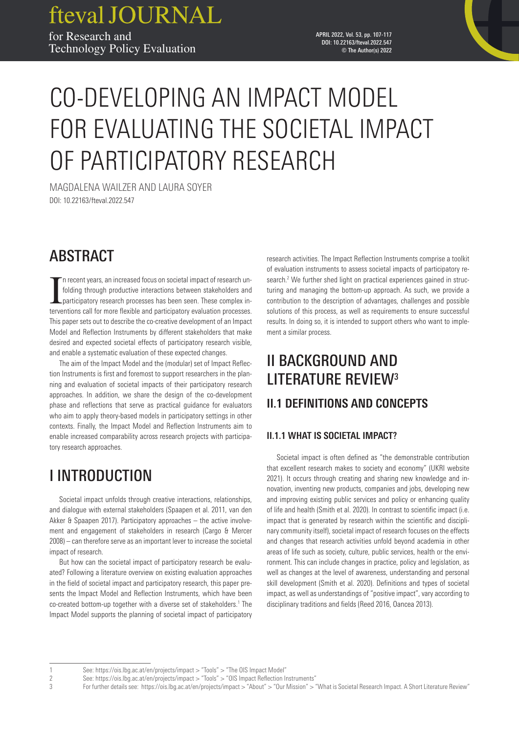# CO-DEVELOPING AN IMPACT MODEL FOR EVALUATING THE SOCIETAL IMPACT OF PARTICIPATORY RESEARCH

MAGDALENA WAILZER AND LAURA SOYER

DOI: 10.22163/fteval.2022.547

## ABSTRACT

In recent years, an increased focus on societal impact of research unfolding through productive interactions between stakeholders and participatory research processes has been seen. These complex interventions call for more flexible and participatory evaluation processes. This paper sets out to describe the co-creative development of an Impact Model and Reflection Instruments by different stakeholders that make desired and expected societal effects of participatory research visible, and enable a systematic evaluation of these expected changes.

The aim of the Impact Model and the (modular) set of Impact Reflection Instruments is first and foremost to support researchers in the planning and evaluation of societal impacts of their participatory research approaches. In addition, we share the design of the co-development phase and reflections that serve as practical guidance for evaluators who aim to apply theory-based models in participatory settings in other contexts. Finally, the Impact Model and Reflection Instruments aim to enable increased comparability across research projects with participatory research approaches.

## I INTRODUCTION

Societal impact unfolds through creative interactions, relationships, and dialogue with external stakeholders (Spaapen et al. 2011, van den Akker & Spaapen 2017). Participatory approaches – the active involvement and engagement of stakeholders in research (Cargo & Mercer 2008) – can therefore serve as an important lever to increase the societal impact of research.

But how can the societal impact of participatory research be evaluated? Following a literature overview on existing evaluation approaches in the field of societal impact and participatory research, this paper presents the Impact Model and Reflection Instruments, which have been co-created bottom-up together with a diverse set of stakeholders.[1] The Impact Model supports the planning of societal impact of participatory research activities. The Impact Reflection Instruments comprise a toolkit of evaluation instruments to assess societal impacts of participatory research.[2] We further shed light on practical experiences gained in structuring and managing the bottom-up approach. As such, we provide a contribution to the description of advantages, challenges and possible solutions of this process, as well as requirements to ensure successful results. In doing so, it is intended to support others who want to implement a similar process.

## II BACKGROUND AND LITERATURE REVIEW[3]

### II.1 DEFINITIONS AND CONCEPTS

#### II.1.1 WHAT IS SOCIETAL IMPACT?

Societal impact is often defined as "the demonstrable contribution that excellent research makes to society and economy" (UKRI website 2021). It occurs through creating and sharing new knowledge and innovation, inventing new products, companies and jobs, developing new and improving existing public services and policy or enhancing quality of life and health (Smith et al. 2020). In contrast to scientific impact (i.e. impact that is generated by research within the scientific and disciplinary community itself), societal impact of research focuses on the effects and changes that research activities unfold beyond academia in other areas of life such as society, culture, public services, health or the environment. This can include changes in practice, policy and legislation, as well as changes at the level of awareness, understanding and personal skill development (Smith et al. 2020). Definitions and types of societal impact, as well as understandings of "positive impact", vary according to disciplinary traditions and fields (Reed 2016, Oancea 2013).

---

1 See: https://ois.lbg.ac.at/en/projects/impact > "Tools" > "The OIS Impact Model"

2 See: https://ois.lbg.ac.at/en/projects/impact > "Tools" > "OIS Impact Reflection Instruments"

3 For further details see: https://ois.lbg.ac.at/en/projects/impact > "About" > "Our Mission" > "What is Societal Research Impact. A Short Literature Review"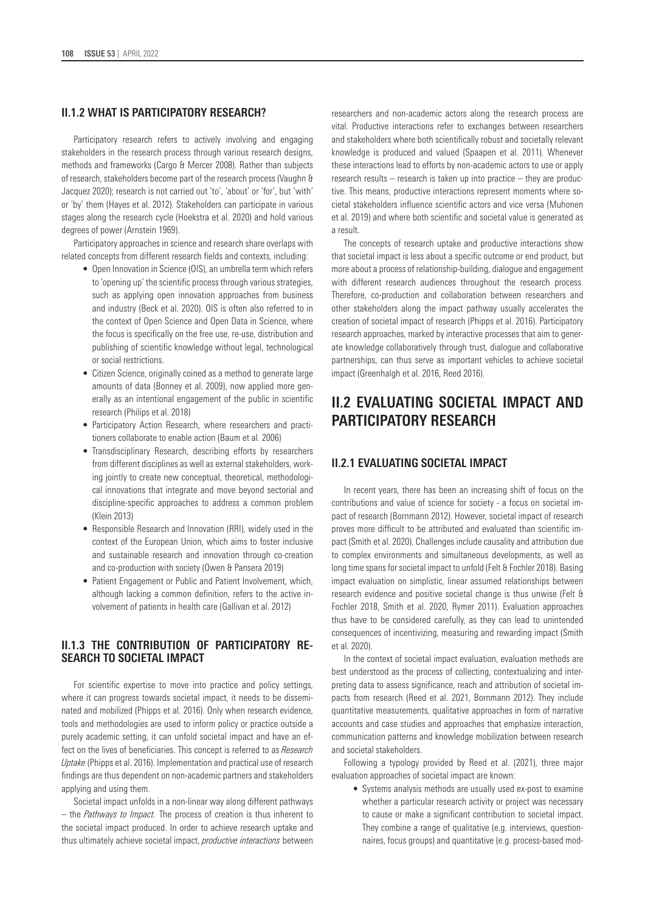### II.1.2 WHAT IS PARTICIPATORY RESEARCH?

Participatory research refers to actively involving and engaging stakeholders in the research process through various research designs, methods and frameworks (Cargo & Mercer 2008). Rather than subjects of research, stakeholders become part of the research process (Vaughn & Jacquez 2020); research is not carried out 'to', 'about' or 'for', but 'with' or 'by' them (Hayes et al. 2012). Stakeholders can participate in various stages along the research cycle (Hoekstra et al. 2020) and hold various degrees of power (Arnstein 1969).

Participatory approaches in science and research share overlaps with related concepts from different research fields and contexts, including:

- Open Innovation in Science (OIS), an umbrella term which refers to 'opening up' the scientific process through various strategies, such as applying open innovation approaches from business and industry (Beck et al. 2020). OIS is often also referred to in the context of Open Science and Open Data in Science, where the focus is specifically on the free use, re-use, distribution and publishing of scientific knowledge without legal, technological or social restrictions.
- Citizen Science, originally coined as a method to generate large amounts of data (Bonney et al. 2009), now applied more generally as an intentional engagement of the public in scientific research (Philips et al. 2018)
- Participatory Action Research, where researchers and practitioners collaborate to enable action (Baum et al. 2006)
- Transdisciplinary Research, describing efforts by researchers from different disciplines as well as external stakeholders, working jointly to create new conceptual, theoretical, methodological innovations that integrate and move beyond sectorial and discipline-specific approaches to address a common problem (Klein 2013)
- Responsible Research and Innovation (RRI), widely used in the context of the European Union, which aims to foster inclusive and sustainable research and innovation through co-creation and co-production with society (Owen & Pansera 2019)
- Patient Engagement or Public and Patient Involvement, which, although lacking a common definition, refers to the active involvement of patients in health care (Gallivan et al. 2012)

### II.1.3 THE CONTRIBUTION OF PARTICIPATORY RESEARCH TO SOCIETAL IMPACT

For scientific expertise to move into practice and policy settings, where it can progress towards societal impact, it needs to be disseminated and mobilized (Phipps et al. 2016). Only when research evidence, tools and methodologies are used to inform policy or practice outside a purely academic setting, it can unfold societal impact and have an effect on the lives of beneficiaries. This concept is referred to as *Research Uptake* (Phipps et al. 2016). Implementation and practical use of research findings are thus dependent on non-academic partners and stakeholders applying and using them.

Societal impact unfolds in a non-linear way along different pathways – the *Pathways to Impact*. The process of creation is thus inherent to the societal impact produced. In order to achieve research uptake and thus ultimately achieve societal impact, *productive interactions* between researchers and non-academic actors along the research process are vital. Productive interactions refer to exchanges between researchers and stakeholders where both scientifically robust and societally relevant knowledge is produced and valued (Spaapen et al. 2011). Whenever these interactions lead to efforts by non-academic actors to use or apply research results – research is taken up into practice – they are productive. This means, productive interactions represent moments where societal stakeholders influence scientific actors and vice versa (Muhonen et al. 2019) and where both scientific and societal value is generated as a result.

The concepts of research uptake and productive interactions show that societal impact is less about a specific outcome or end product, but more about a process of relationship-building, dialogue and engagement with different research audiences throughout the research process. Therefore, co-production and collaboration between researchers and other stakeholders along the impact pathway usually accelerates the creation of societal impact of research (Phipps et al. 2016). Participatory research approaches, marked by interactive processes that aim to generate knowledge collaboratively through trust, dialogue and collaborative partnerships, can thus serve as important vehicles to achieve societal impact (Greenhalgh et al. 2016, Reed 2016).

## II.2 EVALUATING SOCIETAL IMPACT AND PARTICIPATORY RESEARCH

### II.2.1 EVALUATING SOCIETAL IMPACT

In recent years, there has been an increasing shift of focus on the contributions and value of science for society - a focus on societal impact of research (Bornmann 2012). However, societal impact of research proves more difficult to be attributed and evaluated than scientific impact (Smith et al. 2020). Challenges include causality and attribution due to complex environments and simultaneous developments, as well as long time spans for societal impact to unfold (Felt & Fochler 2018). Basing impact evaluation on simplistic, linear assumed relationships between research evidence and positive societal change is thus unwise (Felt & Fochler 2018, Smith et al. 2020, Rymer 2011). Evaluation approaches thus have to be considered carefully, as they can lead to unintended consequences of incentivizing, measuring and rewarding impact (Smith et al. 2020).

In the context of societal impact evaluation, evaluation methods are best understood as the process of collecting, contextualizing and interpreting data to assess significance, reach and attribution of societal impacts from research (Reed et al. 2021, Bornmann 2012). They include quantitative measurements, qualitative approaches in form of narrative accounts and case studies and approaches that emphasize interaction, communication patterns and knowledge mobilization between research and societal stakeholders.

Following a typology provided by Reed et al. (2021), three major evaluation approaches of societal impact are known:

- Systems analysis methods are usually used ex-post to examine whether a particular research activity or project was necessary to cause or make a significant contribution to societal impact. They combine a range of qualitative (e.g. interviews, questionnaires, focus groups) and quantitative (e.g. process-based mod-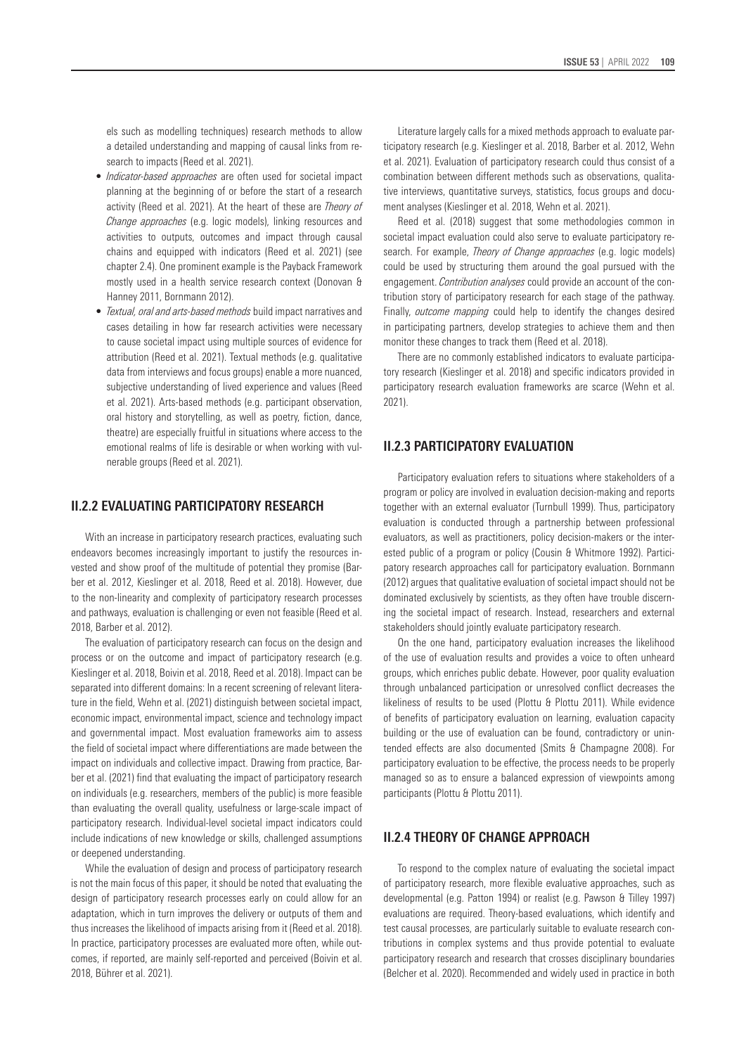els such as modelling techniques) research methods to allow a detailed understanding and mapping of causal links from research to impacts (Reed et al. 2021).

- *Indicator-based approaches* are often used for societal impact planning at the beginning of or before the start of a research activity (Reed et al. 2021). At the heart of these are *Theory of Change approaches* (e.g. logic models), linking resources and activities to outputs, outcomes and impact through causal chains and equipped with indicators (Reed et al. 2021) (see chapter 2.4). One prominent example is the Payback Framework mostly used in a health service research context (Donovan & Hanney 2011, Bornmann 2012).
- *Textual, oral and arts-based methods* build impact narratives and cases detailing in how far research activities were necessary to cause societal impact using multiple sources of evidence for attribution (Reed et al. 2021). Textual methods (e.g. qualitative data from interviews and focus groups) enable a more nuanced, subjective understanding of lived experience and values (Reed et al. 2021). Arts-based methods (e.g. participant observation, oral history and storytelling, as well as poetry, fiction, dance, theatre) are especially fruitful in situations where access to the emotional realms of life is desirable or when working with vulnerable groups (Reed et al. 2021).

## II.2.2 EVALUATING PARTICIPATORY RESEARCH

With an increase in participatory research practices, evaluating such endeavors becomes increasingly important to justify the resources invested and show proof of the multitude of potential they promise (Barber et al. 2012, Kieslinger et al. 2018, Reed et al. 2018). However, due to the non-linearity and complexity of participatory research processes and pathways, evaluation is challenging or even not feasible (Reed et al. 2018, Barber et al. 2012).

The evaluation of participatory research can focus on the design and process or on the outcome and impact of participatory research (e.g. Kieslinger et al. 2018, Boivin et al. 2018, Reed et al. 2018). Impact can be separated into different domains: In a recent screening of relevant literature in the field, Wehn et al. (2021) distinguish between societal impact, economic impact, environmental impact, science and technology impact and governmental impact. Most evaluation frameworks aim to assess the field of societal impact where differentiations are made between the impact on individuals and collective impact. Drawing from practice, Barber et al. (2021) find that evaluating the impact of participatory research on individuals (e.g. researchers, members of the public) is more feasible than evaluating the overall quality, usefulness or large-scale impact of participatory research. Individual-level societal impact indicators could include indications of new knowledge or skills, challenged assumptions or deepened understanding.

While the evaluation of design and process of participatory research is not the main focus of this paper, it should be noted that evaluating the design of participatory research processes early on could allow for an adaptation, which in turn improves the delivery or outputs of them and thus increases the likelihood of impacts arising from it (Reed et al. 2018). In practice, participatory processes are evaluated more often, while outcomes, if reported, are mainly self-reported and perceived (Boivin et al. 2018, Bührer et al. 2021).

Literature largely calls for a mixed methods approach to evaluate participatory research (e.g. Kieslinger et al. 2018, Barber et al. 2012, Wehn et al. 2021). Evaluation of participatory research could thus consist of a combination between different methods such as observations, qualitative interviews, quantitative surveys, statistics, focus groups and document analyses (Kieslinger et al. 2018, Wehn et al. 2021).

Reed et al. (2018) suggest that some methodologies common in societal impact evaluation could also serve to evaluate participatory research. For example, *Theory of Change approaches* (e.g. logic models) could be used by structuring them around the goal pursued with the engagement. *Contribution analyses* could provide an account of the contribution story of participatory research for each stage of the pathway. Finally, *outcome mapping* could help to identify the changes desired in participating partners, develop strategies to achieve them and then monitor these changes to track them (Reed et al. 2018).

There are no commonly established indicators to evaluate participatory research (Kieslinger et al. 2018) and specific indicators provided in participatory research evaluation frameworks are scarce (Wehn et al. 2021).

## II.2.3 PARTICIPATORY EVALUATION

Participatory evaluation refers to situations where stakeholders of a program or policy are involved in evaluation decision-making and reports together with an external evaluator (Turnbull 1999). Thus, participatory evaluation is conducted through a partnership between professional evaluators, as well as practitioners, policy decision-makers or the interested public of a program or policy (Cousin & Whitmore 1992). Participatory research approaches call for participatory evaluation. Bornmann (2012) argues that qualitative evaluation of societal impact should not be dominated exclusively by scientists, as they often have trouble discerning the societal impact of research. Instead, researchers and external stakeholders should jointly evaluate participatory research.

On the one hand, participatory evaluation increases the likelihood of the use of evaluation results and provides a voice to often unheard groups, which enriches public debate. However, poor quality evaluation through unbalanced participation or unresolved conflict decreases the likeliness of results to be used (Plottu & Plottu 2011). While evidence of benefits of participatory evaluation on learning, evaluation capacity building or the use of evaluation can be found, contradictory or unintended effects are also documented (Smits & Champagne 2008). For participatory evaluation to be effective, the process needs to be properly managed so as to ensure a balanced expression of viewpoints among participants (Plottu & Plottu 2011).

## II.2.4 THEORY OF CHANGE APPROACH

To respond to the complex nature of evaluating the societal impact of participatory research, more flexible evaluative approaches, such as developmental (e.g. Patton 1994) or realist (e.g. Pawson & Tilley 1997) evaluations are required. Theory-based evaluations, which identify and test causal processes, are particularly suitable to evaluate research contributions in complex systems and thus provide potential to evaluate participatory research and research that crosses disciplinary boundaries (Belcher et al. 2020). Recommended and widely used in practice in both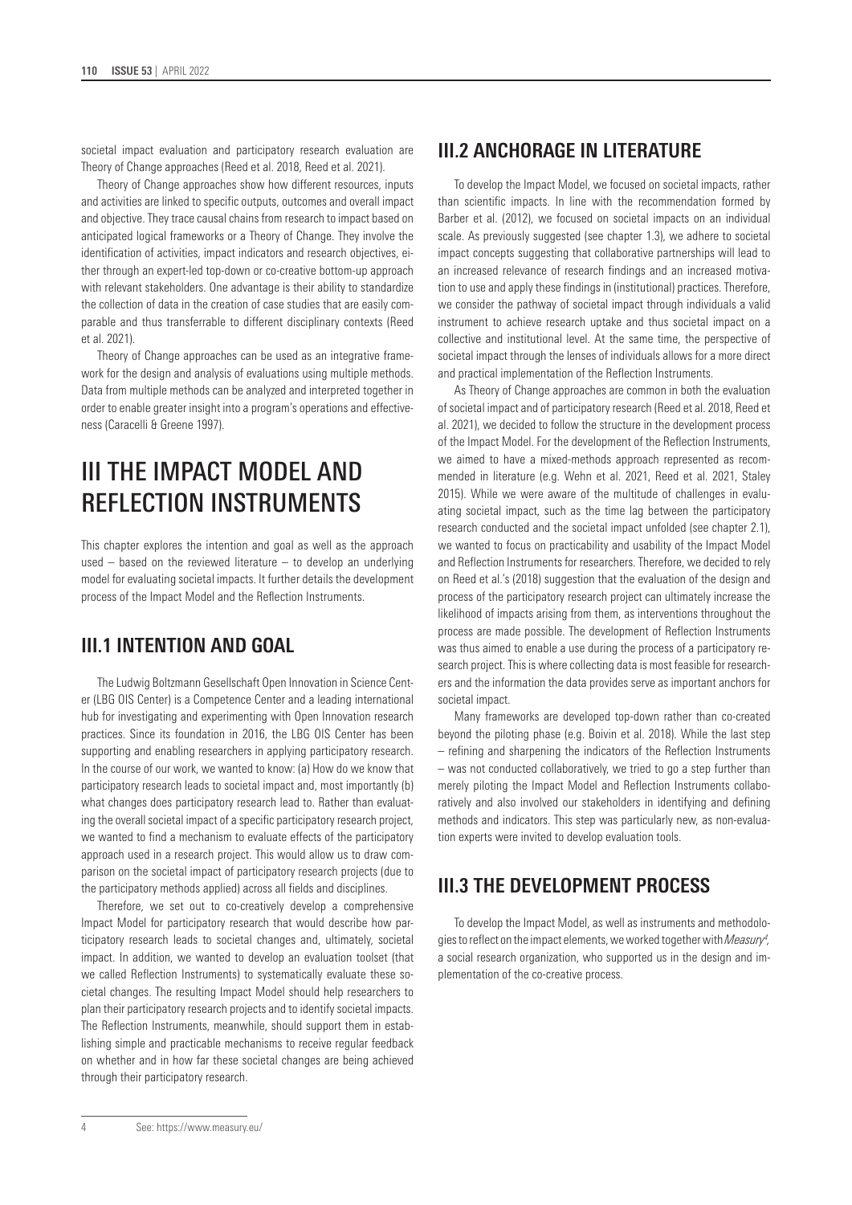societal impact evaluation and participatory research evaluation are Theory of Change approaches (Reed et al. 2018, Reed et al. 2021).

Theory of Change approaches show how different resources, inputs and activities are linked to specific outputs, outcomes and overall impact and objective. They trace causal chains from research to impact based on anticipated logical frameworks or a Theory of Change. They involve the identification of activities, impact indicators and research objectives, either through an expert-led top-down or co-creative bottom-up approach with relevant stakeholders. One advantage is their ability to standardize the collection of data in the creation of case studies that are easily comparable and thus transferrable to different disciplinary contexts (Reed et al. 2021).

Theory of Change approaches can be used as an integrative framework for the design and analysis of evaluations using multiple methods. Data from multiple methods can be analyzed and interpreted together in order to enable greater insight into a program's operations and effectiveness (Caracelli & Greene 1997).

# III THE IMPACT MODEL AND REFLECTION INSTRUMENTS

This chapter explores the intention and goal as well as the approach used – based on the reviewed literature – to develop an underlying model for evaluating societal impacts. It further details the development process of the Impact Model and the Reflection Instruments.

## III.1 INTENTION AND GOAL

The Ludwig Boltzmann Gesellschaft Open Innovation in Science Center (LBG OIS Center) is a Competence Center and a leading international hub for investigating and experimenting with Open Innovation research practices. Since its foundation in 2016, the LBG OIS Center has been supporting and enabling researchers in applying participatory research. In the course of our work, we wanted to know: (a) How do we know that participatory research leads to societal impact and, most importantly (b) what changes does participatory research lead to. Rather than evaluating the overall societal impact of a specific participatory research project, we wanted to find a mechanism to evaluate effects of the participatory approach used in a research project. This would allow us to draw comparison on the societal impact of participatory research projects (due to the participatory methods applied) across all fields and disciplines.

Therefore, we set out to co-creatively develop a comprehensive Impact Model for participatory research that would describe how participatory research leads to societal changes and, ultimately, societal impact. In addition, we wanted to develop an evaluation toolset (that we called Reflection Instruments) to systematically evaluate these societal changes. The resulting Impact Model should help researchers to plan their participatory research projects and to identify societal impacts. The Reflection Instruments, meanwhile, should support them in establishing simple and practicable mechanisms to receive regular feedback on whether and in how far these societal changes are being achieved through their participatory research.

## III.2 ANCHORAGE IN LITERATURE

To develop the Impact Model, we focused on societal impacts, rather than scientific impacts. In line with the recommendation formed by Barber et al. (2012), we focused on societal impacts on an individual scale. As previously suggested (see chapter 1.3), we adhere to societal impact concepts suggesting that collaborative partnerships will lead to an increased relevance of research findings and an increased motivation to use and apply these findings in (institutional) practices. Therefore, we consider the pathway of societal impact through individuals a valid instrument to achieve research uptake and thus societal impact on a collective and institutional level. At the same time, the perspective of societal impact through the lenses of individuals allows for a more direct and practical implementation of the Reflection Instruments.

As Theory of Change approaches are common in both the evaluation of societal impact and of participatory research (Reed et al. 2018, Reed et al. 2021), we decided to follow the structure in the development process of the Impact Model. For the development of the Reflection Instruments, we aimed to have a mixed-methods approach represented as recommended in literature (e.g. Wehn et al. 2021, Reed et al. 2021, Staley 2015). While we were aware of the multitude of challenges in evaluating societal impact, such as the time lag between the participatory research conducted and the societal impact unfolded (see chapter 2.1), we wanted to focus on practicability and usability of the Impact Model and Reflection Instruments for researchers. Therefore, we decided to rely on Reed et al.'s (2018) suggestion that the evaluation of the design and process of the participatory research project can ultimately increase the likelihood of impacts arising from them, as interventions throughout the process are made possible. The development of Reflection Instruments was thus aimed to enable a use during the process of a participatory research project. This is where collecting data is most feasible for researchers and the information the data provides serve as important anchors for societal impact.

Many frameworks are developed top-down rather than co-created beyond the piloting phase (e.g. Boivin et al. 2018). While the last step – refining and sharpening the indicators of the Reflection Instruments – was not conducted collaboratively, we tried to go a step further than merely piloting the Impact Model and Reflection Instruments collaboratively and also involved our stakeholders in identifying and defining methods and indicators. This step was particularly new, as non-evaluation experts were invited to develop evaluation tools.

## III.3 THE DEVELOPMENT PROCESS

To develop the Impact Model, as well as instruments and methodologies to reflect on the impact elements, we worked together with *Measury*[4], a social research organization, who supported us in the design and implementation of the co-creative process.

[4] See: https://www.measury.eu/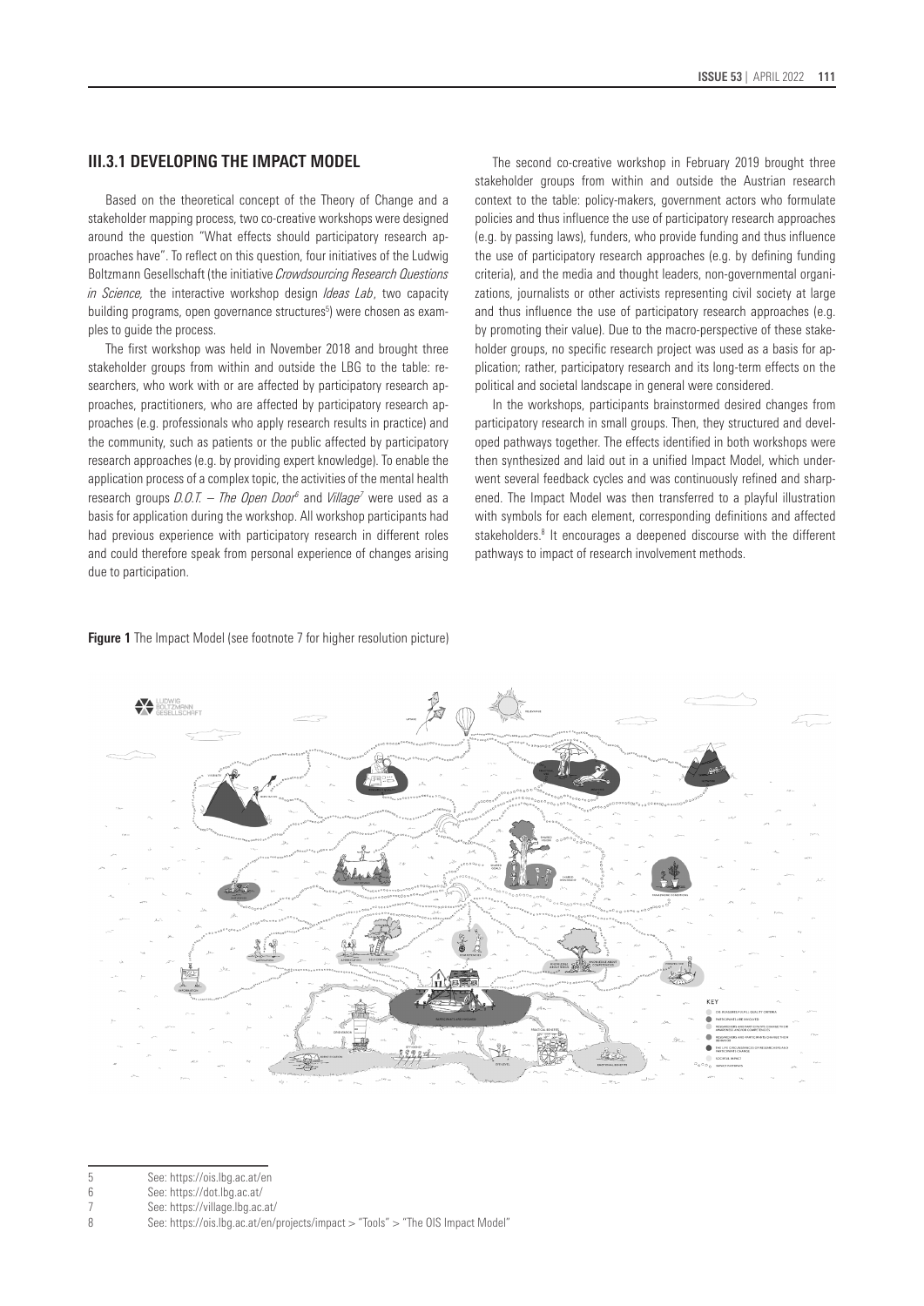### III.3.1 DEVELOPING THE IMPACT MODEL

Based on the theoretical concept of the Theory of Change and a stakeholder mapping process, two co-creative workshops were designed around the question "What effects should participatory research approaches have". To reflect on this question, four initiatives of the Ludwig Boltzmann Gesellschaft (the initiative *Crowdsourcing Research Questions in Science,* the interactive workshop design *Ideas Lab*, two capacity building programs, open governance structures[5]) were chosen as examples to guide the process.

The first workshop was held in November 2018 and brought three stakeholder groups from within and outside the LBG to the table: researchers, who work with or are affected by participatory research approaches, practitioners, who are affected by participatory research approaches (e.g. professionals who apply research results in practice) and the community, such as patients or the public affected by participatory research approaches (e.g. by providing expert knowledge). To enable the application process of a complex topic, the activities of the mental health research groups *D.O.T. – The Open Door*[6] and *Village*[7] were used as a basis for application during the workshop. All workshop participants had had previous experience with participatory research in different roles and could therefore speak from personal experience of changes arising due to participation.

The second co-creative workshop in February 2019 brought three stakeholder groups from within and outside the Austrian research context to the table: policy-makers, government actors who formulate policies and thus influence the use of participatory research approaches (e.g. by passing laws), funders, who provide funding and thus influence the use of participatory research approaches (e.g. by defining funding criteria), and the media and thought leaders, non-governmental organizations, journalists or other activists representing civil society at large and thus influence the use of participatory research approaches (e.g. by promoting their value). Due to the macro-perspective of these stakeholder groups, no specific research project was used as a basis for application; rather, participatory research and its long-term effects on the political and societal landscape in general were considered.

In the workshops, participants brainstormed desired changes from participatory research in small groups. Then, they structured and developed pathways together. The effects identified in both workshops were then synthesized and laid out in a unified Impact Model, which underwent several feedback cycles and was continuously refined and sharpened. The Impact Model was then transferred to a playful illustration with symbols for each element, corresponding definitions and affected stakeholders.[8] It encourages a deepened discourse with the different pathways to impact of research involvement methods.

**Figure 1** The Impact Model (see footnote 7 for higher resolution picture)

5 See: https://ois.lbg.ac.at/en
6 See: https://dot.lbg.ac.at/
7 See: https://village.lbg.ac.at/
8 See: https://ois.lbg.ac.at/en/projects/impact > "Tools" > "The OIS Impact Model"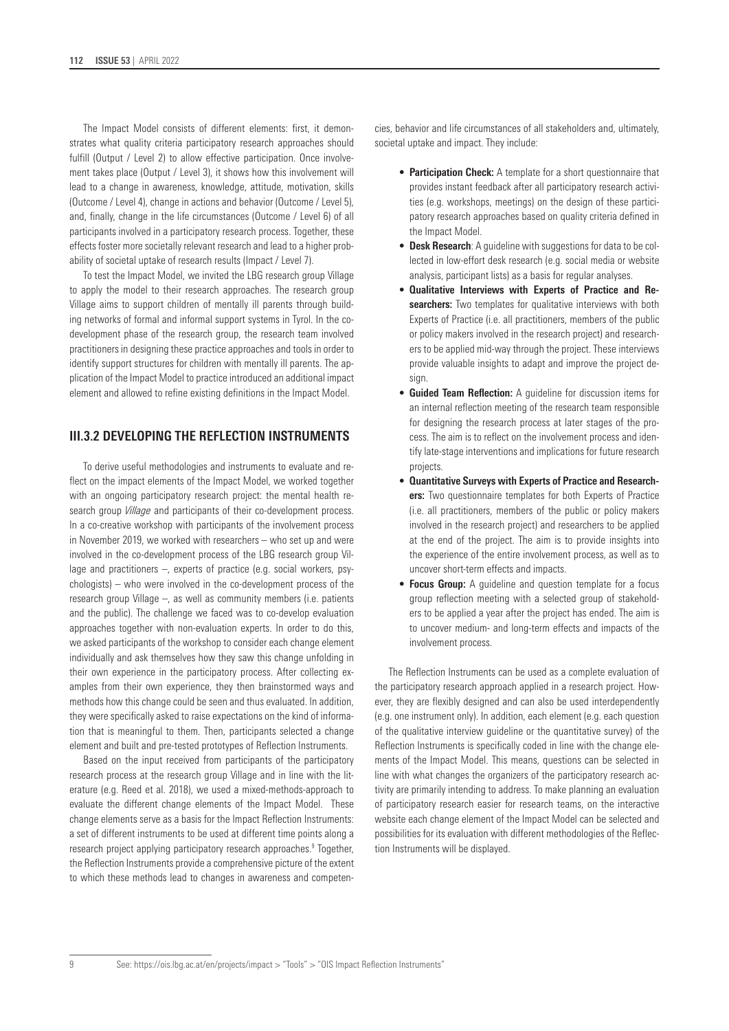The Impact Model consists of different elements: first, it demonstrates what quality criteria participatory research approaches should fulfill (Output / Level 2) to allow effective participation. Once involvement takes place (Output / Level 3), it shows how this involvement will lead to a change in awareness, knowledge, attitude, motivation, skills (Outcome / Level 4), change in actions and behavior (Outcome / Level 5), and, finally, change in the life circumstances (Outcome / Level 6) of all participants involved in a participatory research process. Together, these effects foster more societally relevant research and lead to a higher probability of societal uptake of research results (Impact / Level 7).

To test the Impact Model, we invited the LBG research group Village to apply the model to their research approaches. The research group Village aims to support children of mentally ill parents through building networks of formal and informal support systems in Tyrol. In the co-development phase of the research group, the research team involved practitioners in designing these practice approaches and tools in order to identify support structures for children with mentally ill parents. The application of the Impact Model to practice introduced an additional impact element and allowed to refine existing definitions in the Impact Model.

### III.3.2 DEVELOPING THE REFLECTION INSTRUMENTS

To derive useful methodologies and instruments to evaluate and reflect on the impact elements of the Impact Model, we worked together with an ongoing participatory research project: the mental health research group *Village* and participants of their co-development process. In a co-creative workshop with participants of the involvement process in November 2019, we worked with researchers – who set up and were involved in the co-development process of the LBG research group Village and practitioners –, experts of practice (e.g. social workers, psychologists) – who were involved in the co-development process of the research group Village –, as well as community members (i.e. patients and the public). The challenge we faced was to co-develop evaluation approaches together with non-evaluation experts. In order to do this, we asked participants of the workshop to consider each change element individually and ask themselves how they saw this change unfolding in their own experience in the participatory process. After collecting examples from their own experience, they then brainstormed ways and methods how this change could be seen and thus evaluated. In addition, they were specifically asked to raise expectations on the kind of information that is meaningful to them. Then, participants selected a change element and built and pre-tested prototypes of Reflection Instruments.

Based on the input received from participants of the participatory research process at the research group Village and in line with the literature (e.g. Reed et al. 2018), we used a mixed-methods-approach to evaluate the different change elements of the Impact Model. These change elements serve as a basis for the Impact Reflection Instruments: a set of different instruments to be used at different time points along a research project applying participatory research approaches.[9] Together, the Reflection Instruments provide a comprehensive picture of the extent to which these methods lead to changes in awareness and competencies, behavior and life circumstances of all stakeholders and, ultimately, societal uptake and impact. They include:

- **Participation Check:** A template for a short questionnaire that provides instant feedback after all participatory research activities (e.g. workshops, meetings) on the design of these participatory research approaches based on quality criteria defined in the Impact Model.
- **Desk Research**: A guideline with suggestions for data to be collected in low-effort desk research (e.g. social media or website analysis, participant lists) as a basis for regular analyses.
- **Qualitative Interviews with Experts of Practice and Researchers:** Two templates for qualitative interviews with both Experts of Practice (i.e. all practitioners, members of the public or policy makers involved in the research project) and researchers to be applied mid-way through the project. These interviews provide valuable insights to adapt and improve the project design.
- **Guided Team Reflection:** A guideline for discussion items for an internal reflection meeting of the research team responsible for designing the research process at later stages of the process. The aim is to reflect on the involvement process and identify late-stage interventions and implications for future research projects.
- **Quantitative Surveys with Experts of Practice and Researchers:** Two questionnaire templates for both Experts of Practice (i.e. all practitioners, members of the public or policy makers involved in the research project) and researchers to be applied at the end of the project. The aim is to provide insights into the experience of the entire involvement process, as well as to uncover short-term effects and impacts.
- **Focus Group:** A guideline and question template for a focus group reflection meeting with a selected group of stakeholders to be applied a year after the project has ended. The aim is to uncover medium- and long-term effects and impacts of the involvement process.

The Reflection Instruments can be used as a complete evaluation of the participatory research approach applied in a research project. However, they are flexibly designed and can also be used interdependently (e.g. one instrument only). In addition, each element (e.g. each question of the qualitative interview guideline or the quantitative survey) of the Reflection Instruments is specifically coded in line with the change elements of the Impact Model. This means, questions can be selected in line with what changes the organizers of the participatory research activity are primarily intending to address. To make planning an evaluation of participatory research easier for research teams, on the interactive website each change element of the Impact Model can be selected and possibilities for its evaluation with different methodologies of the Reflection Instruments will be displayed.

---

9 See: https://ois.lbg.ac.at/en/projects/impact > "Tools" > "OIS Impact Reflection Instruments"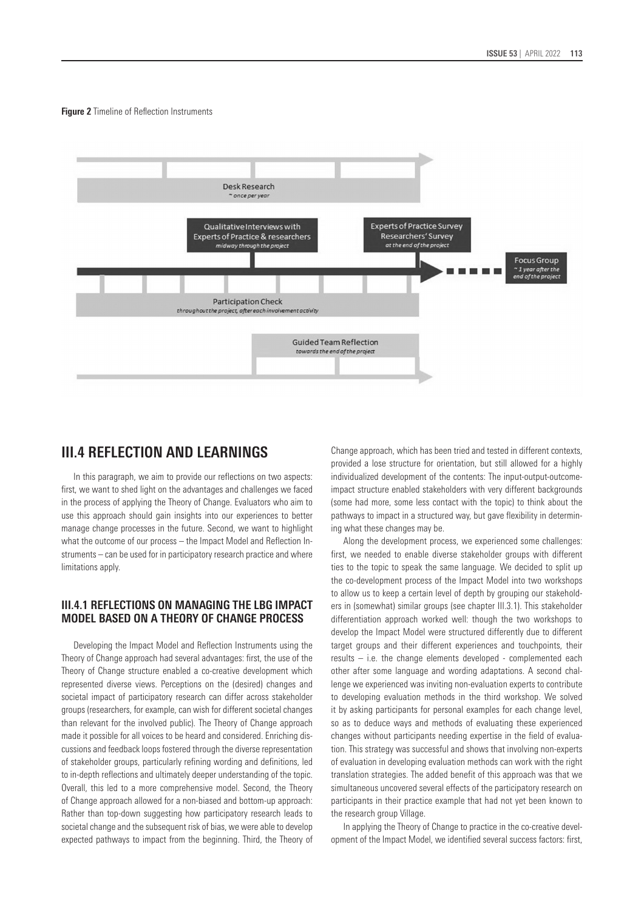**Figure 2** Timeline of Reflection Instruments

Desk Research
*~ once per year*

Qualitative Interviews with Experts of Practice & researchers
*midway through the project*

Experts of Practice Survey
Researchers' Survey
*at the end of the project*

Focus Group
*~ 1 year after the end of the project*

Participation Check
*throughout the project, after each involvement activity*

Guided Team Reflection
*towards the end of the project*

## III.4 REFLECTION AND LEARNINGS

In this paragraph, we aim to provide our reflections on two aspects: first, we want to shed light on the advantages and challenges we faced in the process of applying the Theory of Change. Evaluators who aim to use this approach should gain insights into our experiences to better manage change processes in the future. Second, we want to highlight what the outcome of our process – the Impact Model and Reflection Instruments – can be used for in participatory research practice and where limitations apply.

### III.4.1 REFLECTIONS ON MANAGING THE LBG IMPACT MODEL BASED ON A THEORY OF CHANGE PROCESS

Developing the Impact Model and Reflection Instruments using the Theory of Change approach had several advantages: first, the use of the Theory of Change structure enabled a co-creative development which represented diverse views. Perceptions on the (desired) changes and societal impact of participatory research can differ across stakeholder groups (researchers, for example, can wish for different societal changes than relevant for the involved public). The Theory of Change approach made it possible for all voices to be heard and considered. Enriching discussions and feedback loops fostered through the diverse representation of stakeholder groups, particularly refining wording and definitions, led to in-depth reflections and ultimately deeper understanding of the topic. Overall, this led to a more comprehensive model. Second, the Theory of Change approach allowed for a non-biased and bottom-up approach: Rather than top-down suggesting how participatory research leads to societal change and the subsequent risk of bias, we were able to develop expected pathways to impact from the beginning. Third, the Theory of Change approach, which has been tried and tested in different contexts, provided a lose structure for orientation, but still allowed for a highly individualized development of the contents: The input-output-outcome-impact structure enabled stakeholders with very different backgrounds (some had more, some less contact with the topic) to think about the pathways to impact in a structured way, but gave flexibility in determining what these changes may be.

Along the development process, we experienced some challenges: first, we needed to enable diverse stakeholder groups with different ties to the topic to speak the same language. We decided to split up the co-development process of the Impact Model into two workshops to allow us to keep a certain level of depth by grouping our stakeholders in (somewhat) similar groups (see chapter III.3.1). This stakeholder differentiation approach worked well: though the two workshops to develop the Impact Model were structured differently due to different target groups and their different experiences and touchpoints, their results – i.e. the change elements developed - complemented each other after some language and wording adaptations. A second challenge we experienced was inviting non-evaluation experts to contribute to developing evaluation methods in the third workshop. We solved it by asking participants for personal examples for each change level, so as to deduce ways and methods of evaluating these experienced changes without participants needing expertise in the field of evaluation. This strategy was successful and shows that involving non-experts of evaluation in developing evaluation methods can work with the right translation strategies. The added benefit of this approach was that we simultaneous uncovered several effects of the participatory research on participants in their practice example that had not yet been known to the research group Village.

In applying the Theory of Change to practice in the co-creative development of the Impact Model, we identified several success factors: first,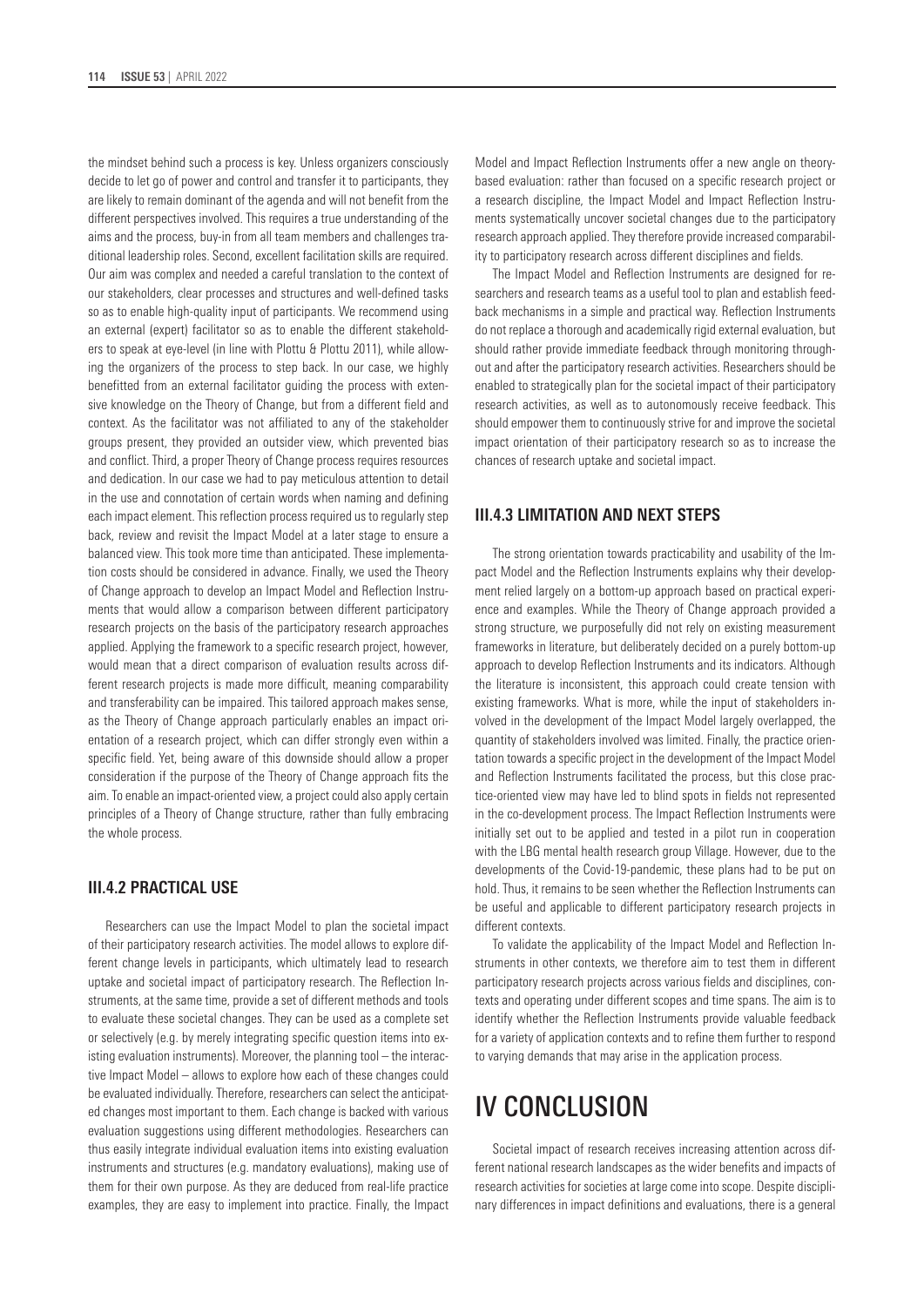the mindset behind such a process is key. Unless organizers consciously decide to let go of power and control and transfer it to participants, they are likely to remain dominant of the agenda and will not benefit from the different perspectives involved. This requires a true understanding of the aims and the process, buy-in from all team members and challenges traditional leadership roles. Second, excellent facilitation skills are required. Our aim was complex and needed a careful translation to the context of our stakeholders, clear processes and structures and well-defined tasks so as to enable high-quality input of participants. We recommend using an external (expert) facilitator so as to enable the different stakeholders to speak at eye-level (in line with Plottu & Plottu 2011), while allowing the organizers of the process to step back. In our case, we highly benefitted from an external facilitator guiding the process with extensive knowledge on the Theory of Change, but from a different field and context. As the facilitator was not affiliated to any of the stakeholder groups present, they provided an outsider view, which prevented bias and conflict. Third, a proper Theory of Change process requires resources and dedication. In our case we had to pay meticulous attention to detail in the use and connotation of certain words when naming and defining each impact element. This reflection process required us to regularly step back, review and revisit the Impact Model at a later stage to ensure a balanced view. This took more time than anticipated. These implementation costs should be considered in advance. Finally, we used the Theory of Change approach to develop an Impact Model and Reflection Instruments that would allow a comparison between different participatory research projects on the basis of the participatory research approaches applied. Applying the framework to a specific research project, however, would mean that a direct comparison of evaluation results across different research projects is made more difficult, meaning comparability and transferability can be impaired. This tailored approach makes sense, as the Theory of Change approach particularly enables an impact orientation of a research project, which can differ strongly even within a specific field. Yet, being aware of this downside should allow a proper consideration if the purpose of the Theory of Change approach fits the aim. To enable an impact-oriented view, a project could also apply certain principles of a Theory of Change structure, rather than fully embracing the whole process.

### III.4.2 PRACTICAL USE

Researchers can use the Impact Model to plan the societal impact of their participatory research activities. The model allows to explore different change levels in participants, which ultimately lead to research uptake and societal impact of participatory research. The Reflection Instruments, at the same time, provide a set of different methods and tools to evaluate these societal changes. They can be used as a complete set or selectively (e.g. by merely integrating specific question items into existing evaluation instruments). Moreover, the planning tool – the interactive Impact Model – allows to explore how each of these changes could be evaluated individually. Therefore, researchers can select the anticipated changes most important to them. Each change is backed with various evaluation suggestions using different methodologies. Researchers can thus easily integrate individual evaluation items into existing evaluation instruments and structures (e.g. mandatory evaluations), making use of them for their own purpose. As they are deduced from real-life practice examples, they are easy to implement into practice. Finally, the Impact Model and Impact Reflection Instruments offer a new angle on theory-based evaluation: rather than focused on a specific research project or a research discipline, the Impact Model and Impact Reflection Instruments systematically uncover societal changes due to the participatory research approach applied. They therefore provide increased comparability to participatory research across different disciplines and fields.

The Impact Model and Reflection Instruments are designed for researchers and research teams as a useful tool to plan and establish feedback mechanisms in a simple and practical way. Reflection Instruments do not replace a thorough and academically rigid external evaluation, but should rather provide immediate feedback through monitoring throughout and after the participatory research activities. Researchers should be enabled to strategically plan for the societal impact of their participatory research activities, as well as to autonomously receive feedback. This should empower them to continuously strive for and improve the societal impact orientation of their participatory research so as to increase the chances of research uptake and societal impact.

### III.4.3 LIMITATION AND NEXT STEPS

The strong orientation towards practicability and usability of the Impact Model and the Reflection Instruments explains why their development relied largely on a bottom-up approach based on practical experience and examples. While the Theory of Change approach provided a strong structure, we purposefully did not rely on existing measurement frameworks in literature, but deliberately decided on a purely bottom-up approach to develop Reflection Instruments and its indicators. Although the literature is inconsistent, this approach could create tension with existing frameworks. What is more, while the input of stakeholders involved in the development of the Impact Model largely overlapped, the quantity of stakeholders involved was limited. Finally, the practice orientation towards a specific project in the development of the Impact Model and Reflection Instruments facilitated the process, but this close practice-oriented view may have led to blind spots in fields not represented in the co-development process. The Impact Reflection Instruments were initially set out to be applied and tested in a pilot run in cooperation with the LBG mental health research group Village. However, due to the developments of the Covid-19-pandemic, these plans had to be put on hold. Thus, it remains to be seen whether the Reflection Instruments can be useful and applicable to different participatory research projects in different contexts.

To validate the applicability of the Impact Model and Reflection Instruments in other contexts, we therefore aim to test them in different participatory research projects across various fields and disciplines, contexts and operating under different scopes and time spans. The aim is to identify whether the Reflection Instruments provide valuable feedback for a variety of application contexts and to refine them further to respond to varying demands that may arise in the application process.

# IV CONCLUSION

Societal impact of research receives increasing attention across different national research landscapes as the wider benefits and impacts of research activities for societies at large come into scope. Despite disciplinary differences in impact definitions and evaluations, there is a general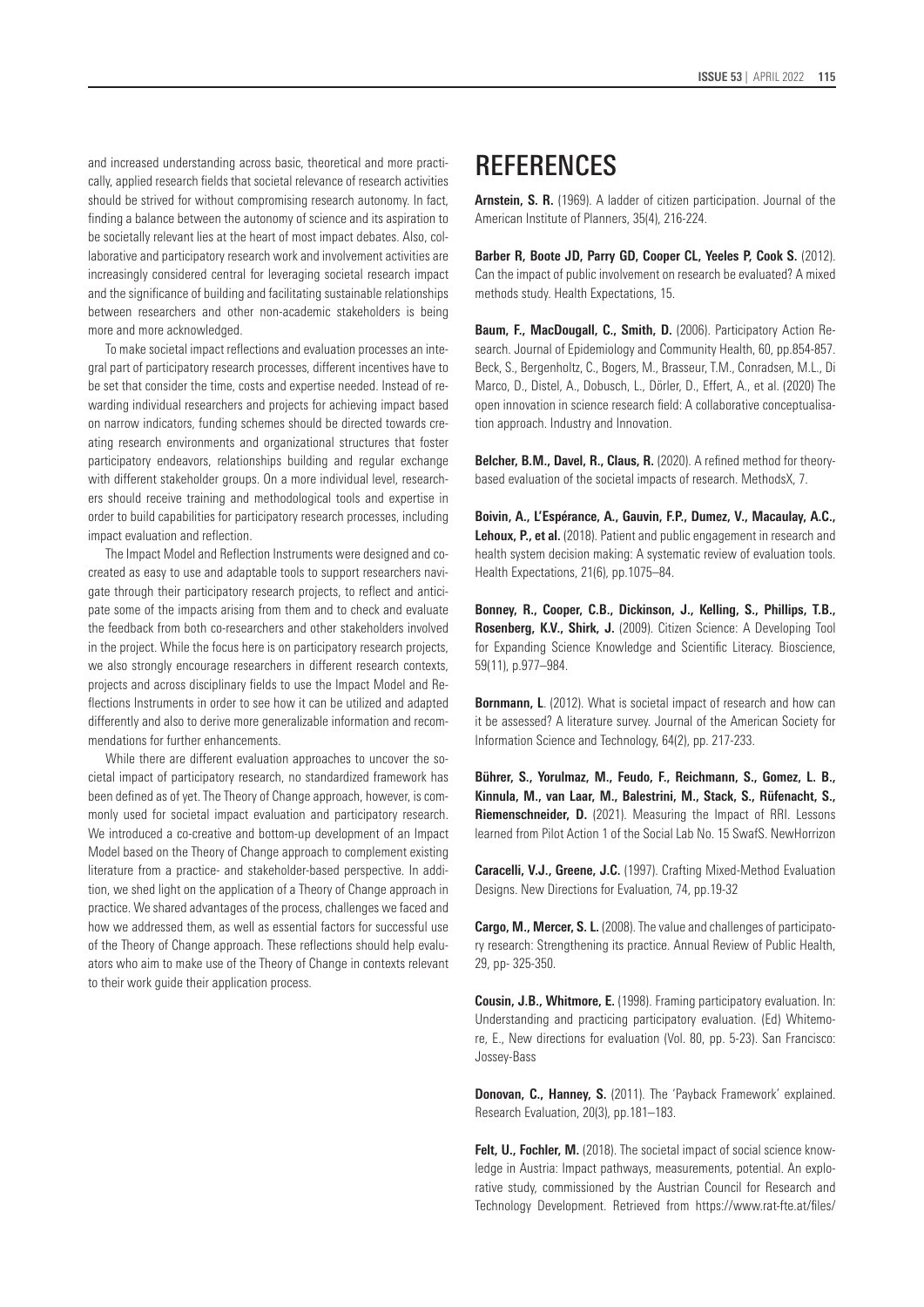and increased understanding across basic, theoretical and more practically, applied research fields that societal relevance of research activities should be strived for without compromising research autonomy. In fact, finding a balance between the autonomy of science and its aspiration to be societally relevant lies at the heart of most impact debates. Also, collaborative and participatory research work and involvement activities are increasingly considered central for leveraging societal research impact and the significance of building and facilitating sustainable relationships between researchers and other non-academic stakeholders is being more and more acknowledged.

To make societal impact reflections and evaluation processes an integral part of participatory research processes, different incentives have to be set that consider the time, costs and expertise needed. Instead of rewarding individual researchers and projects for achieving impact based on narrow indicators, funding schemes should be directed towards creating research environments and organizational structures that foster participatory endeavors, relationships building and regular exchange with different stakeholder groups. On a more individual level, researchers should receive training and methodological tools and expertise in order to build capabilities for participatory research processes, including impact evaluation and reflection.

The Impact Model and Reflection Instruments were designed and co-created as easy to use and adaptable tools to support researchers navigate through their participatory research projects, to reflect and anticipate some of the impacts arising from them and to check and evaluate the feedback from both co-researchers and other stakeholders involved in the project. While the focus here is on participatory research projects, we also strongly encourage researchers in different research contexts, projects and across disciplinary fields to use the Impact Model and Reflections Instruments in order to see how it can be utilized and adapted differently and also to derive more generalizable information and recommendations for further enhancements.

While there are different evaluation approaches to uncover the societal impact of participatory research, no standardized framework has been defined as of yet. The Theory of Change approach, however, is commonly used for societal impact evaluation and participatory research. We introduced a co-creative and bottom-up development of an Impact Model based on the Theory of Change approach to complement existing literature from a practice- and stakeholder-based perspective. In addition, we shed light on the application of a Theory of Change approach in practice. We shared advantages of the process, challenges we faced and how we addressed them, as well as essential factors for successful use of the Theory of Change approach. These reflections should help evaluators who aim to make use of the Theory of Change in contexts relevant to their work guide their application process.

# REFERENCES

**Arnstein, S. R.** (1969). A ladder of citizen participation. Journal of the American Institute of Planners, 35(4), 216-224.

**Barber R, Boote JD, Parry GD, Cooper CL, Yeeles P, Cook S.** (2012). Can the impact of public involvement on research be evaluated? A mixed methods study. Health Expectations, 15.

**Baum, F., MacDougall, C., Smith, D.** (2006). Participatory Action Research. Journal of Epidemiology and Community Health, 60, pp.854-857. Beck, S., Bergenholtz, C., Bogers, M., Brasseur, T.M., Conradsen, M.L., Di Marco, D., Distel, A., Dobusch, L., Dörler, D., Effert, A., et al. (2020) The open innovation in science research field: A collaborative conceptualisation approach. Industry and Innovation.

**Belcher, B.M., Davel, R., Claus, R.** (2020). A refined method for theory-based evaluation of the societal impacts of research. MethodsX, 7.

**Boivin, A., L'Espérance, A., Gauvin, F.P., Dumez, V., Macaulay, A.C., Lehoux, P., et al.** (2018). Patient and public engagement in research and health system decision making: A systematic review of evaluation tools. Health Expectations, 21(6), pp.1075–84.

**Bonney, R., Cooper, C.B., Dickinson, J., Kelling, S., Phillips, T.B., Rosenberg, K.V., Shirk, J.** (2009). Citizen Science: A Developing Tool for Expanding Science Knowledge and Scientific Literacy. Bioscience, 59(11), p.977–984.

**Bornmann, L**. (2012). What is societal impact of research and how can it be assessed? A literature survey. Journal of the American Society for Information Science and Technology, 64(2), pp. 217-233.

**Bührer, S., Yorulmaz, M., Feudo, F., Reichmann, S., Gomez, L. B., Kinnula, M., van Laar, M., Balestrini, M., Stack, S., Rüfenacht, S., Riemenschneider, D.** (2021). Measuring the Impact of RRI. Lessons learned from Pilot Action 1 of the Social Lab No. 15 SwafS. NewHorrizon

**Caracelli, V.J., Greene, J.C.** (1997). Crafting Mixed-Method Evaluation Designs. New Directions for Evaluation, 74, pp.19-32

**Cargo, M., Mercer, S. L.** (2008). The value and challenges of participatory research: Strengthening its practice. Annual Review of Public Health, 29, pp- 325-350.

**Cousin, J.B., Whitmore, E.** (1998). Framing participatory evaluation. In: Understanding and practicing participatory evaluation. (Ed) Whitemore, E., New directions for evaluation (Vol. 80, pp. 5-23). San Francisco: Jossey-Bass

**Donovan, C., Hanney, S.** (2011). The 'Payback Framework' explained. Research Evaluation, 20(3), pp.181–183.

**Felt, U., Fochler, M.** (2018). The societal impact of social science knowledge in Austria: Impact pathways, measurements, potential. An explorative study, commissioned by the Austrian Council for Research and Technology Development. Retrieved from https://www.rat-fte.at/files/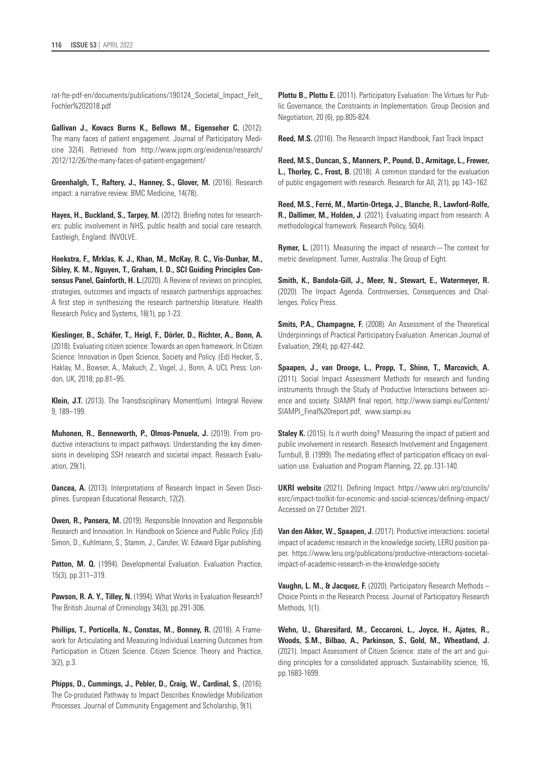rat-fte-pdf-en/documents/publications/190124_Societal_Impact_Felt_Fochler%202018.pdf

**Gallivan J., Kovacs Burns K., Bellows M., Eigenseher C.** (2012). The many faces of patient engagement. Journal of Participatory Medicine 32(4). Retrieved from http://www.jopm.org/evidence/research/2012/12/26/the-many-faces-of-patient-engagement/

**Greenhalgh, T., Raftery, J., Hanney, S., Glover, M.** (2016). Research impact: a narrative review. BMC Medicine, 14(78).

**Hayes, H., Buckland, S., Tarpey, M.** (2012). Briefing notes for researchers: public involvement in NHS, public health and social care research. Eastleigh, England: INVOLVE.

**Hoekstra, F., Mrklas, K. J., Khan, M., McKay, R. C., Vis-Dunbar, M., Sibley, K. M., Nguyen, T., Graham, I. D., SCI Guiding Principles Consensus Panel, Gainforth, H. L.**(2020). A Review of reviews on principles, strategies, outcomes and impacts of research partnerships approaches: A first step in synthesizing the research partnership literature. Health Research Policy and Systems, 18(1), pp.1-23.

**Kieslinger, B., Schäfer, T., Heigl, F., Dörler, D., Richter, A., Bonn, A.** (2018). Evaluating citizen science: Towards an open framework. In Citizen Science: Innovation in Open Science, Society and Policy. (Ed) Hecker, S., Haklay, M., Bowser, A., Makuch, Z., Vogel, J., Bonn, A. UCL Press: London, UK, 2018; pp.81–95.

**Klein, J.T.** (2013). The Transdisciplinary Moment(um). Integral Review 9, 189–199.

**Muhonen, R., Benneworth, P., Olmos-Penuela, J.** (2019). From productive interactions to impact pathways: Understanding the key dimensions in developing SSH research and societal impact. Research Evaluation, 29(1).

**Oancea, A.** (2013). Interpretations of Research Impact in Seven Disciplines. European Educational Research, 12(2).

**Owen, R., Pansera, M.** (2019). Responsible Innovation and Responsible Research and Innovation. In: Handbook on Science and Public Policy. (Ed) Simon, D., Kuhlmann, S., Stamm, J., Canzler, W. Edward Elgar publishing.

**Patton, M. Q.** (1994). Developmental Evaluation. Evaluation Practice, 15(3), pp.311–319.

**Pawson, R. A. Y., Tilley, N.** (1994). What Works in Evaluation Research? The British Journal of Criminology 34(3), pp.291-306.

**Phillips, T., Porticella, N., Constas, M., Bonney, R.** (2018). A Framework for Articulating and Measuring Individual Learning Outcomes from Participation in Citizen Science. Citizen Science: Theory and Practice, 3(2), p.3.

**Phipps, D., Cummings, J., Pebler, D., Craig, W., Cardinal, S.**, (2016). The Co-produced Pathway to Impact Describes Knowledge Mobilization Processes. Journal of Community Engagement and Scholarship, 9(1).

**Plottu B., Plottu E.** (2011). Participatory Evaluation: The Virtues for Public Governance, the Constraints in Implementation. Group Decision and Negotiation, 20 (6), pp.805-824.

**Reed, M.S.** (2016). The Research Impact Handbook, Fast Track Impact

**Reed, M.S., Duncan, S., Manners, P., Pound, D., Armitage, L., Frewer, L., Thorley, C., Frost, B.** (2018). A common standard for the evaluation of public engagement with research. Research for All, 2(1), pp 143–162.

**Reed, M.S., Ferré, M., Martin-Ortega, J., Blanche, R., Lawford-Rolfe, R., Dallimer, M., Holden, J**. (2021). Evaluating impact from research: A methodological framework. Research Policy, 50(4).

**Rymer, L.** (2011). Measuring the impact of research—The context for metric development. Turner, Australia: The Group of Eight.

**Smith, K., Bandola-Gill, J., Meer, N., Stewart, E., Watermeyer, R.** (2020). The Impact Agenda. Controversies, Consequences and Challenges. Policy Press.

**Smits, P.A., Champagne, F.** (2008). An Assessment of the Theoretical Underpinnings of Practical Participatory Evaluation. American Journal of Evaluation, 29(4), pp.427-442.

**Spaapen, J., van Drooge, L., Propp, T., Shinn, T., Marcovich, A.** (2011). Social Impact Assessment Methods for research and funding instruments through the Study of Productive Interactions between science and society. SIAMPI final report, http://www.siampi.eu/Content/SIAMPI_Final%20report.pdf, www.siampi.eu

**Staley K.** (2015). Is it worth doing? Measuring the impact of patient and public involvement in research. Research Involvement and Engagement. Turnbull, B. (1999). The mediating effect of participation efficacy on evaluation use. Evaluation and Program Planning, 22, pp.131-140.

**UKRI website** (2021). Defining Impact. https://www.ukri.org/councils/esrc/impact-toolkit-for-economic-and-social-sciences/defining-impact/ Accessed on 27 October 2021.

**Van den Akker, W., Spaapen, J.** (2017). Productive interactions: societal impact of academic research in the knowledge society, LERU position paper. https://www.leru.org/publications/productive-interactions-societal-impact-of-academic-research-in-the-knowledge-society

**Vaughn, L. M., & Jacquez, F.** (2020). Participatory Research Methods – Choice Points in the Research Process. Journal of Participatory Research Methods, 1(1).

**Wehn, U., Gharesifard, M., Ceccaroni, L., Joyce, H., Ajates, R., Woods, S.M., Bilbao, A., Parkinson, S., Gold, M., Wheatland, J.** (2021). Impact Assessment of Citizen Science: state of the art and guiding principles for a consolidated approach. Sustainability science, 16, pp.1683-1699.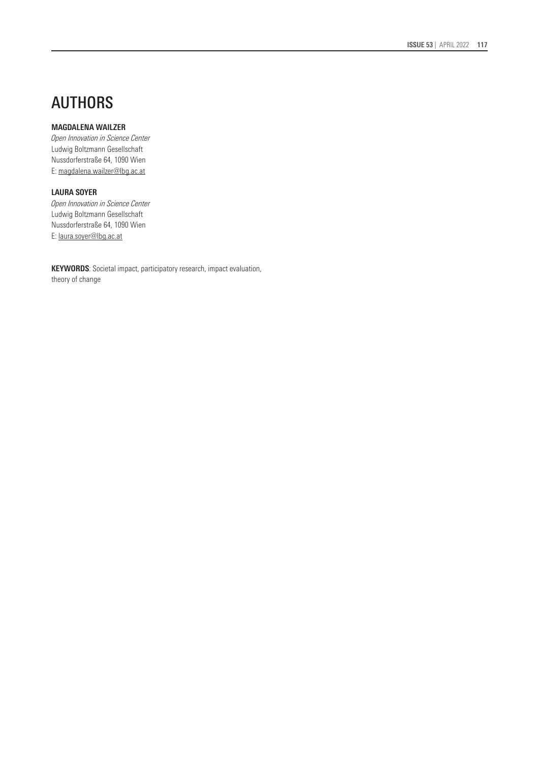# AUTHORS

**MAGDALENA WAILZER**
*Open Innovation in Science Center*
Ludwig Boltzmann Gesellschaft
Nussdorferstraße 64, 1090 Wien
E: magdalena.wailzer@lbg.ac.at

**LAURA SOYER**
*Open Innovation in Science Center*
Ludwig Boltzmann Gesellschaft
Nussdorferstraße 64, 1090 Wien
E: laura.soyer@lbg.ac.at

**KEYWORDS**: Societal impact, participatory research, impact evaluation, theory of change